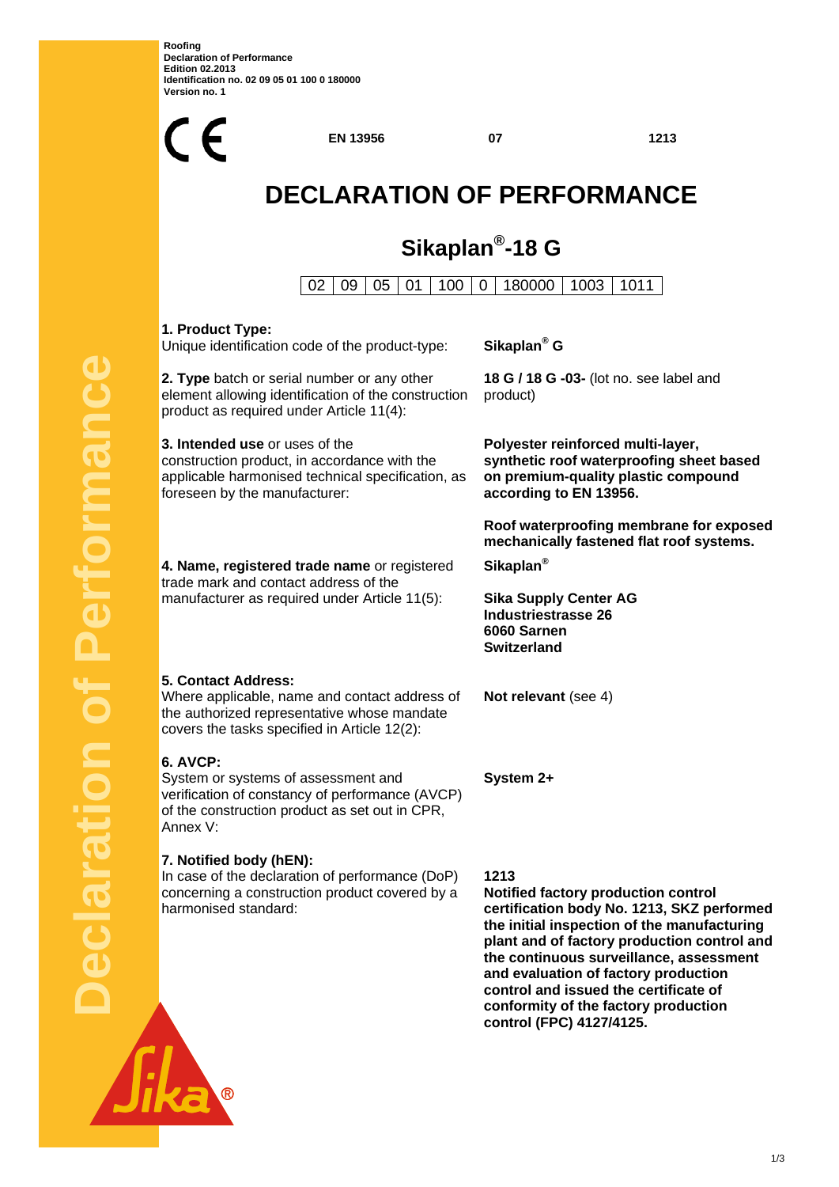Roofing
Declaration of Performance
Edition 02.2013
Identification no. 02 09 05 01 100 0 180000
Version no. 1

CE | EN 13956 | 07 | 1213

# DECLARATION OF PERFORMANCE

## Sikaplan®-18 G

| 02 | 09 | 05 | 01 | 100 | 0 | 180000 | 1003 | 1011 |
|---|---|---|---|---|---|---|---|---|

| | |
|---|---|
| **1. Product Type:** Unique identification code of the product-type: | **Sikaplan® G** |
| **2. Type** batch or serial number or any other element allowing identification of the construction product as required under Article 11(4): | **18 G / 18 G -03-** (lot no. see label and product) |
| **3. Intended use** or uses of the construction product, in accordance with the applicable harmonised technical specification, as foreseen by the manufacturer: | **Polyester reinforced multi-layer, synthetic roof waterproofing sheet based on premium-quality plastic compound according to EN 13956.** **Roof waterproofing membrane for exposed mechanically fastened flat roof systems.** |
| **4. Name, registered trade name** or registered trade mark and contact address of the manufacturer as required under Article 11(5): | **Sikaplan®** **Sika Supply Center AG** **Industriestrasse 26** **6060 Sarnen** **Switzerland** |
| **5. Contact Address:** Where applicable, name and contact address of the authorized representative whose mandate covers the tasks specified in Article 12(2): | **Not relevant** (see 4) |
| **6. AVCP:** System or systems of assessment and verification of constancy of performance (AVCP) of the construction product as set out in CPR, Annex V: | **System 2+** |
| **7. Notified body (hEN):** In case of the declaration of performance (DoP) concerning a construction product covered by a harmonised standard: | **1213** **Notified factory production control certification body No. 1213, SKZ performed the initial inspection of the manufacturing plant and of factory production control and the continuous surveillance, assessment and evaluation of factory production control and issued the certificate of conformity of the factory production control (FPC) 4127/4125.** |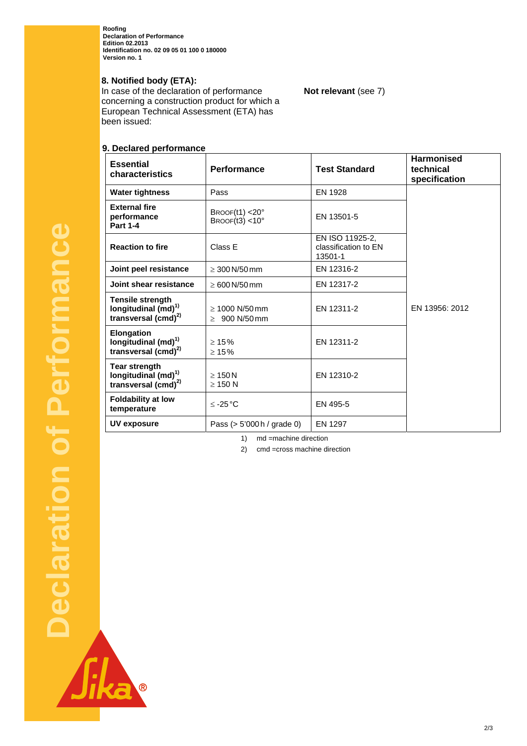**Roofing**
**Declaration of Performance**
**Edition 02.2013**
**Identification no. 02 09 05 01 100 0 180000**
**Version no. 1**

## 8. Notified body (ETA):

In case of the declaration of performance concerning a construction product for which a European Technical Assessment (ETA) has been issued:

**Not relevant** (see 7)

## 9. Declared performance

| Essential characteristics | Performance | Test Standard | Harmonised technical specification |
|---|---|---|---|
| **Water tightness** | Pass | EN 1928 | EN 13956: 2012 |
| **External fire performance Part 1-4** | BROOF(t1) <20°<br>BROOF(t3) <10° | EN 13501-5 | |
| **Reaction to fire** | Class E | EN ISO 11925-2, classification to EN 13501-1 | |
| **Joint peel resistance** | ≥ 300 N/50 mm | EN 12316-2 | |
| **Joint shear resistance** | ≥ 600 N/50 mm | EN 12317-2 | |
| **Tensile strength longitudinal (md)[1] transversal (cmd)[2]** | ≥ 1000 N/50 mm<br>≥ 900 N/50 mm | EN 12311-2 | |
| **Elongation longitudinal (md)[1] transversal (cmd)[2]** | ≥ 15 %<br>≥ 15 % | EN 12311-2 | |
| **Tear strength longitudinal (md)[1] transversal (cmd)[2]** | ≥ 150 N<br>≥ 150 N | EN 12310-2 | |
| **Foldability at low temperature** | ≤ -25 °C | EN 495-5 | |
| **UV exposure** | Pass (> 5'000 h / grade 0) | EN 1297 | |

1) md =machine direction

2) cmd =cross machine direction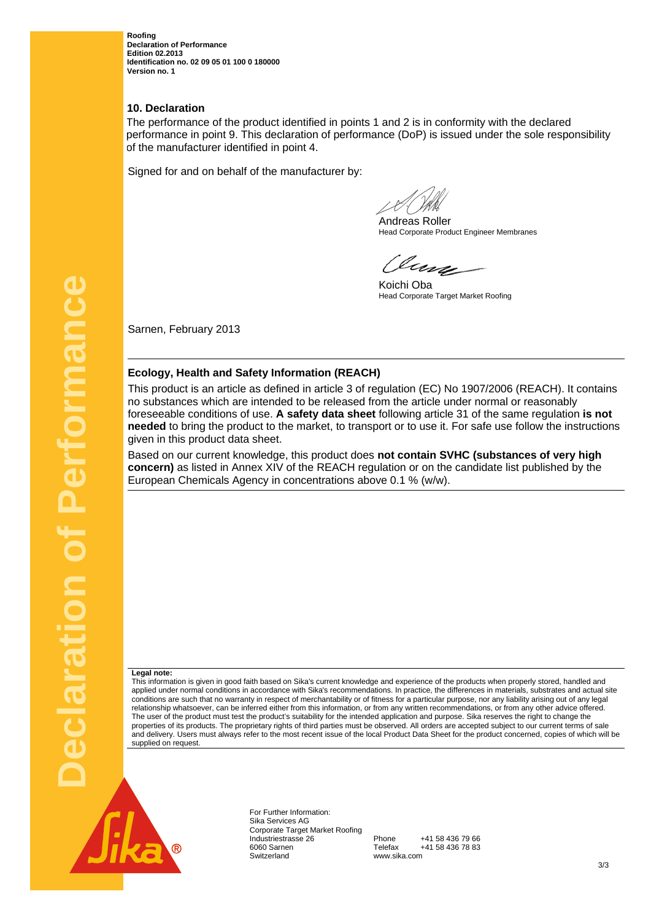Roofing
Declaration of Performance
Edition 02.2013
Identification no. 02 09 05 01 100 0 180000
Version no. 1

## 10. Declaration

The performance of the product identified in points 1 and 2 is in conformity with the declared performance in point 9. This declaration of performance (DoP) is issued under the sole responsibility of the manufacturer identified in point 4.

Signed for and on behalf of the manufacturer by:

Andreas Roller
Head Corporate Product Engineer Membranes

Koichi Oba
Head Corporate Target Market Roofing

Sarnen, February 2013

## Ecology, Health and Safety Information (REACH)

This product is an article as defined in article 3 of regulation (EC) No 1907/2006 (REACH). It contains no substances which are intended to be released from the article under normal or reasonably foreseeable conditions of use. **A safety data sheet** following article 31 of the same regulation **is not needed** to bring the product to the market, to transport or to use it. For safe use follow the instructions given in this product data sheet.

Based on our current knowledge, this product does **not contain SVHC (substances of very high concern)** as listed in Annex XIV of the REACH regulation or on the candidate list published by the European Chemicals Agency in concentrations above 0.1 % (w/w).

**Legal note:**
This information is given in good faith based on Sika's current knowledge and experience of the products when properly stored, handled and applied under normal conditions in accordance with Sika's recommendations. In practice, the differences in materials, substrates and actual site conditions are such that no warranty in respect of merchantability or of fitness for a particular purpose, nor any liability arising out of any legal relationship whatsoever, can be inferred either from this information, or from any written recommendations, or from any other advice offered. The user of the product must test the product's suitability for the intended application and purpose. Sika reserves the right to change the properties of its products. The proprietary rights of third parties must be observed. All orders are accepted subject to our current terms of sale and delivery. Users must always refer to the most recent issue of the local Product Data Sheet for the product concerned, copies of which will be supplied on request.

For Further Information:
Sika Services AG
Corporate Target Market Roofing
Industriestrasse 26
6060 Sarnen
Switzerland

Phone +41 58 436 79 66
Telefax +41 58 436 78 83
www.sika.com